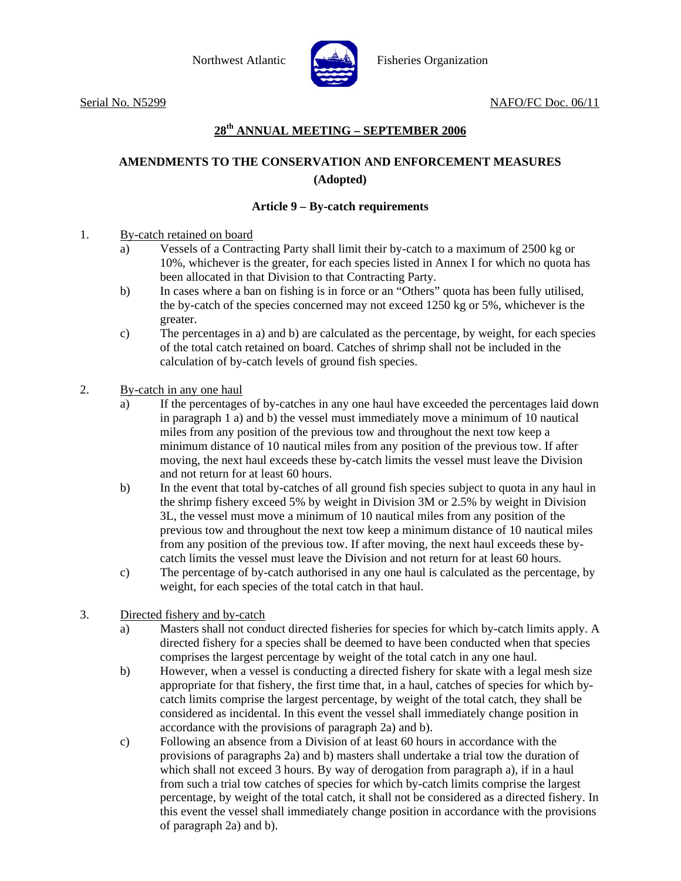Northwest Atlantic Fisheries Organization

Serial No. N5299 NAFO/FC Doc. 06/11

## 28th ANNUAL MEETING – SEPTEMBER 2006

## AMENDMENTS TO THE CONSERVATION AND ENFORCEMENT MEASURES (Adopted)

### Article 9 – By-catch requirements

1. By-catch retained on board
   - a) Vessels of a Contracting Party shall limit their by-catch to a maximum of 2500 kg or 10%, whichever is the greater, for each species listed in Annex I for which no quota has been allocated in that Division to that Contracting Party.
   - b) In cases where a ban on fishing is in force or an "Others" quota has been fully utilised, the by-catch of the species concerned may not exceed 1250 kg or 5%, whichever is the greater.
   - c) The percentages in a) and b) are calculated as the percentage, by weight, for each species of the total catch retained on board. Catches of shrimp shall not be included in the calculation of by-catch levels of ground fish species.

2. By-catch in any one haul
   - a) If the percentages of by-catches in any one haul have exceeded the percentages laid down in paragraph 1 a) and b) the vessel must immediately move a minimum of 10 nautical miles from any position of the previous tow and throughout the next tow keep a minimum distance of 10 nautical miles from any position of the previous tow. If after moving, the next haul exceeds these by-catch limits the vessel must leave the Division and not return for at least 60 hours.
   - b) In the event that total by-catches of all ground fish species subject to quota in any haul in the shrimp fishery exceed 5% by weight in Division 3M or 2.5% by weight in Division 3L, the vessel must move a minimum of 10 nautical miles from any position of the previous tow and throughout the next tow keep a minimum distance of 10 nautical miles from any position of the previous tow. If after moving, the next haul exceeds these by-catch limits the vessel must leave the Division and not return for at least 60 hours.
   - c) The percentage of by-catch authorised in any one haul is calculated as the percentage, by weight, for each species of the total catch in that haul.

3. Directed fishery and by-catch
   - a) Masters shall not conduct directed fisheries for species for which by-catch limits apply. A directed fishery for a species shall be deemed to have been conducted when that species comprises the largest percentage by weight of the total catch in any one haul.
   - b) However, when a vessel is conducting a directed fishery for skate with a legal mesh size appropriate for that fishery, the first time that, in a haul, catches of species for which by-catch limits comprise the largest percentage, by weight of the total catch, they shall be considered as incidental. In this event the vessel shall immediately change position in accordance with the provisions of paragraph 2a) and b).
   - c) Following an absence from a Division of at least 60 hours in accordance with the provisions of paragraphs 2a) and b) masters shall undertake a trial tow the duration of which shall not exceed 3 hours. By way of derogation from paragraph a), if in a haul from such a trial tow catches of species for which by-catch limits comprise the largest percentage, by weight of the total catch, it shall not be considered as a directed fishery. In this event the vessel shall immediately change position in accordance with the provisions of paragraph 2a) and b).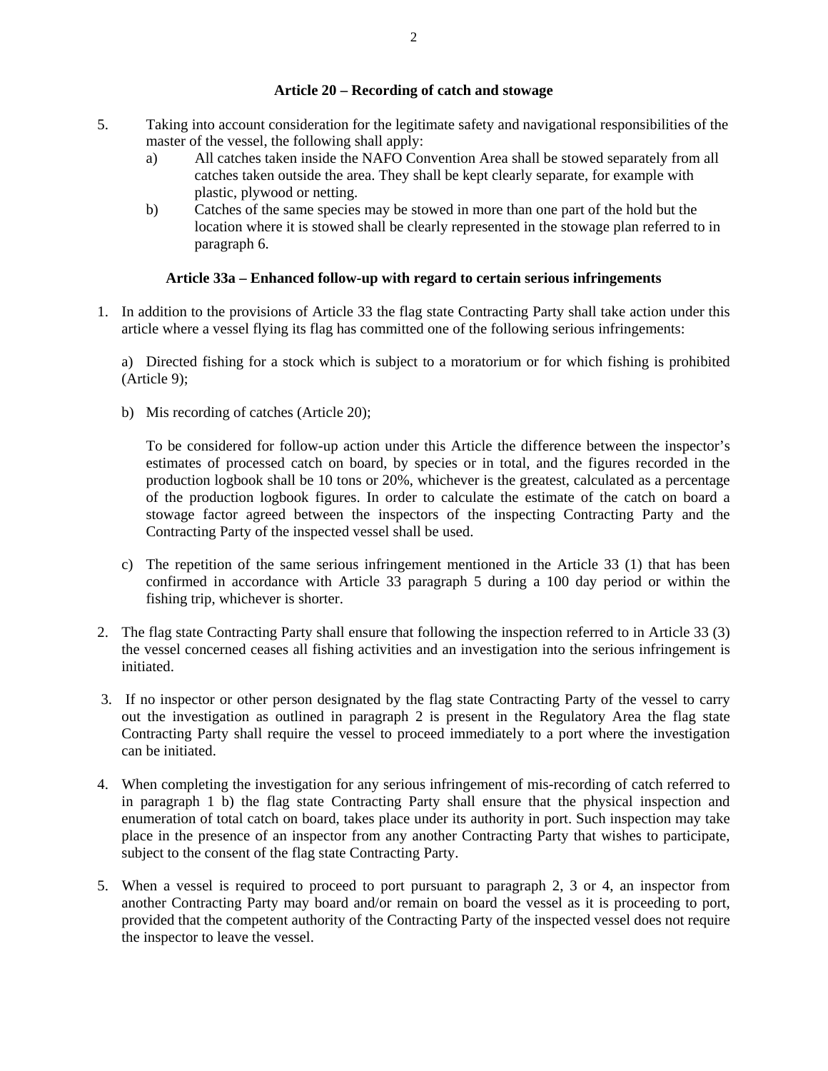### Article 20 – Recording of catch and stowage

5. Taking into account consideration for the legitimate safety and navigational responsibilities of the master of the vessel, the following shall apply:
   a) All catches taken inside the NAFO Convention Area shall be stowed separately from all catches taken outside the area. They shall be kept clearly separate, for example with plastic, plywood or netting.
   b) Catches of the same species may be stowed in more than one part of the hold but the location where it is stowed shall be clearly represented in the stowage plan referred to in paragraph 6.

### Article 33a – Enhanced follow-up with regard to certain serious infringements

1. In addition to the provisions of Article 33 the flag state Contracting Party shall take action under this article where a vessel flying its flag has committed one of the following serious infringements:

   a) Directed fishing for a stock which is subject to a moratorium or for which fishing is prohibited (Article 9);

   b) Mis recording of catches (Article 20);

   To be considered for follow-up action under this Article the difference between the inspector's estimates of processed catch on board, by species or in total, and the figures recorded in the production logbook shall be 10 tons or 20%, whichever is the greatest, calculated as a percentage of the production logbook figures. In order to calculate the estimate of the catch on board a stowage factor agreed between the inspectors of the inspecting Contracting Party and the Contracting Party of the inspected vessel shall be used.

   c) The repetition of the same serious infringement mentioned in the Article 33 (1) that has been confirmed in accordance with Article 33 paragraph 5 during a 100 day period or within the fishing trip, whichever is shorter.

2. The flag state Contracting Party shall ensure that following the inspection referred to in Article 33 (3) the vessel concerned ceases all fishing activities and an investigation into the serious infringement is initiated.

3. If no inspector or other person designated by the flag state Contracting Party of the vessel to carry out the investigation as outlined in paragraph 2 is present in the Regulatory Area the flag state Contracting Party shall require the vessel to proceed immediately to a port where the investigation can be initiated.

4. When completing the investigation for any serious infringement of mis-recording of catch referred to in paragraph 1 b) the flag state Contracting Party shall ensure that the physical inspection and enumeration of total catch on board, takes place under its authority in port. Such inspection may take place in the presence of an inspector from any another Contracting Party that wishes to participate, subject to the consent of the flag state Contracting Party.

5. When a vessel is required to proceed to port pursuant to paragraph 2, 3 or 4, an inspector from another Contracting Party may board and/or remain on board the vessel as it is proceeding to port, provided that the competent authority of the Contracting Party of the inspected vessel does not require the inspector to leave the vessel.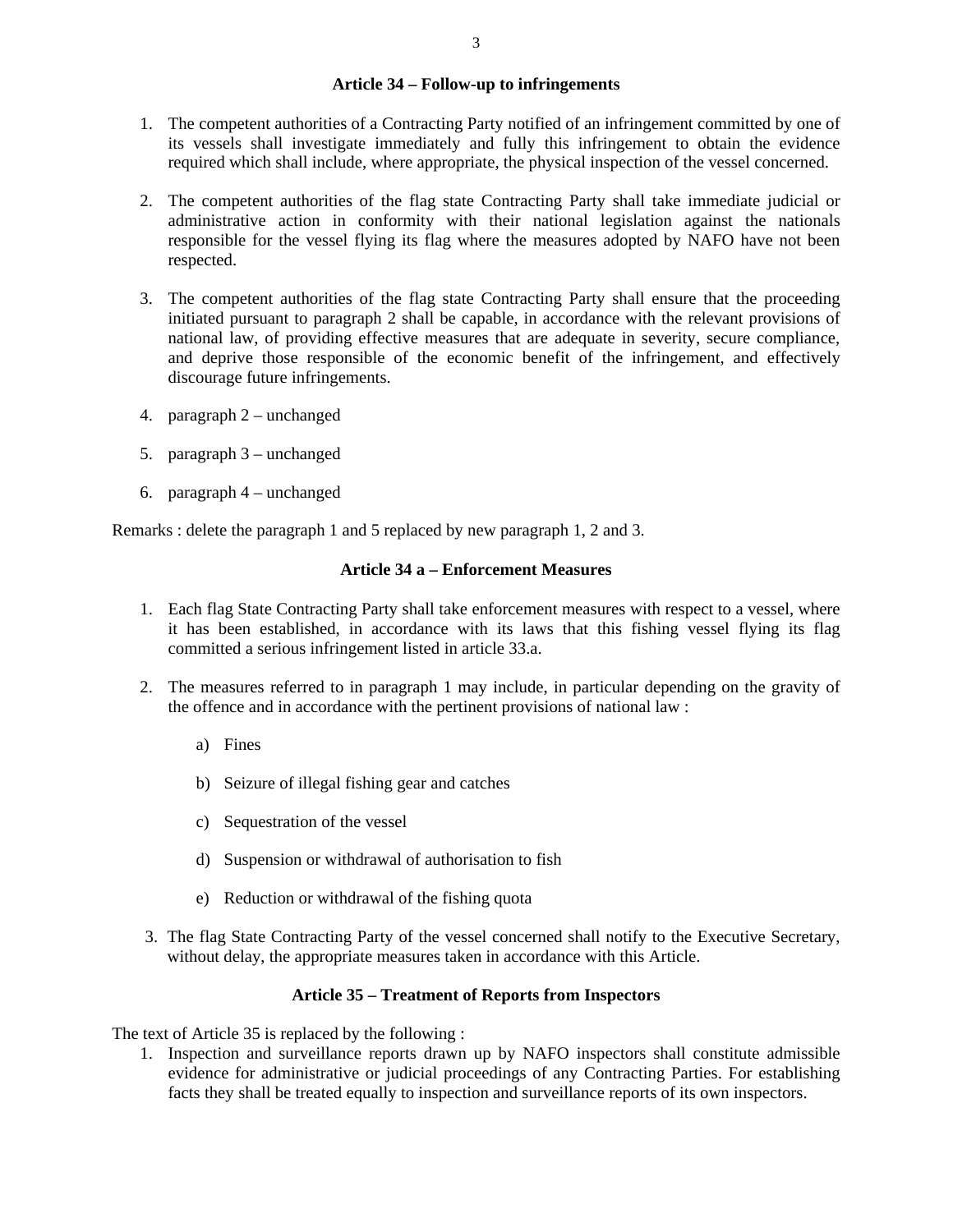### Article 34 – Follow-up to infringements

1. The competent authorities of a Contracting Party notified of an infringement committed by one of its vessels shall investigate immediately and fully this infringement to obtain the evidence required which shall include, where appropriate, the physical inspection of the vessel concerned.

2. The competent authorities of the flag state Contracting Party shall take immediate judicial or administrative action in conformity with their national legislation against the nationals responsible for the vessel flying its flag where the measures adopted by NAFO have not been respected.

3. The competent authorities of the flag state Contracting Party shall ensure that the proceeding initiated pursuant to paragraph 2 shall be capable, in accordance with the relevant provisions of national law, of providing effective measures that are adequate in severity, secure compliance, and deprive those responsible of the economic benefit of the infringement, and effectively discourage future infringements.

4. paragraph 2 – unchanged

5. paragraph 3 – unchanged

6. paragraph 4 – unchanged

Remarks : delete the paragraph 1 and 5 replaced by new paragraph 1, 2 and 3.

### Article 34 a – Enforcement Measures

1. Each flag State Contracting Party shall take enforcement measures with respect to a vessel, where it has been established, in accordance with its laws that this fishing vessel flying its flag committed a serious infringement listed in article 33.a.

2. The measures referred to in paragraph 1 may include, in particular depending on the gravity of the offence and in accordance with the pertinent provisions of national law :

   a) Fines

   b) Seizure of illegal fishing gear and catches

   c) Sequestration of the vessel

   d) Suspension or withdrawal of authorisation to fish

   e) Reduction or withdrawal of the fishing quota

3. The flag State Contracting Party of the vessel concerned shall notify to the Executive Secretary, without delay, the appropriate measures taken in accordance with this Article.

### Article 35 – Treatment of Reports from Inspectors

The text of Article 35 is replaced by the following :

1. Inspection and surveillance reports drawn up by NAFO inspectors shall constitute admissible evidence for administrative or judicial proceedings of any Contracting Parties. For establishing facts they shall be treated equally to inspection and surveillance reports of its own inspectors.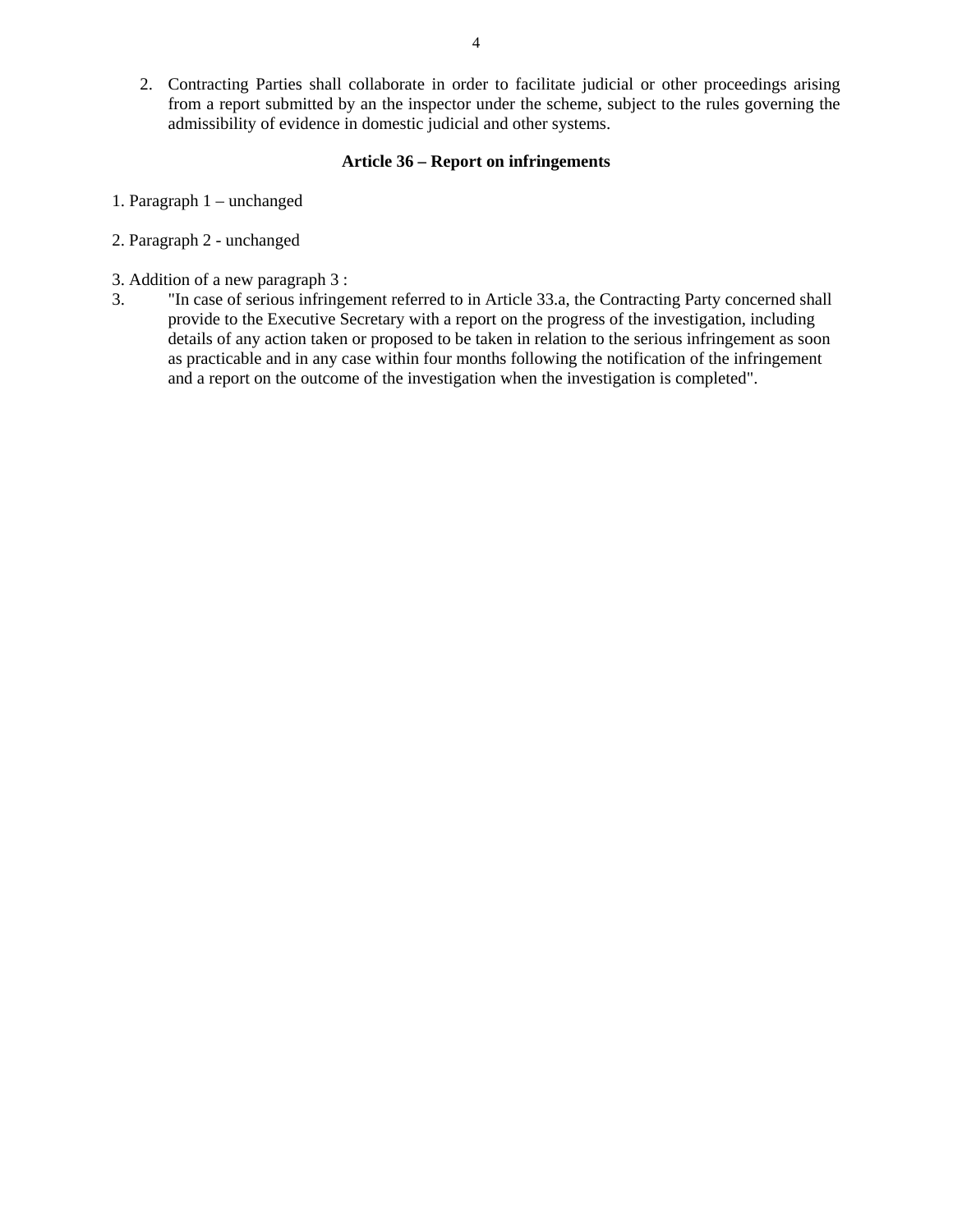2. Contracting Parties shall collaborate in order to facilitate judicial or other proceedings arising from a report submitted by an the inspector under the scheme, subject to the rules governing the admissibility of evidence in domestic judicial and other systems.

**Article 36 – Report on infringements**

1. Paragraph 1 – unchanged

2. Paragraph 2 - unchanged

3. Addition of a new paragraph 3 :

3. "In case of serious infringement referred to in Article 33.a, the Contracting Party concerned shall provide to the Executive Secretary with a report on the progress of the investigation, including details of any action taken or proposed to be taken in relation to the serious infringement as soon as practicable and in any case within four months following the notification of the infringement and a report on the outcome of the investigation when the investigation is completed".